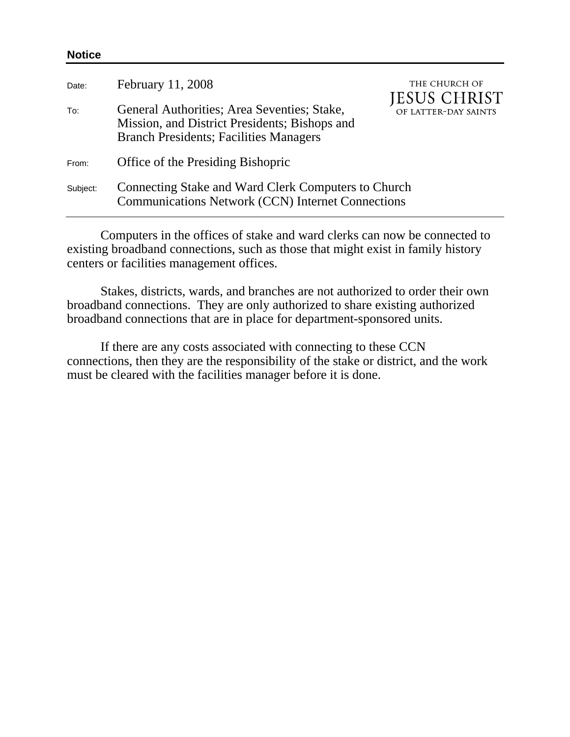**Notice**

THE CHURCH OF JESUS CHRIST OF LATTER-DAY SAINTS

| | |
|---|---|
| Date: | February 11, 2008 |
| To: | General Authorities; Area Seventies; Stake, Mission, and District Presidents; Bishops and Branch Presidents; Facilities Managers |
| From: | Office of the Presiding Bishopric |
| Subject: | Connecting Stake and Ward Clerk Computers to Church Communications Network (CCN) Internet Connections |

Computers in the offices of stake and ward clerks can now be connected to existing broadband connections, such as those that might exist in family history centers or facilities management offices.

Stakes, districts, wards, and branches are not authorized to order their own broadband connections. They are only authorized to share existing authorized broadband connections that are in place for department-sponsored units.

If there are any costs associated with connecting to these CCN connections, then they are the responsibility of the stake or district, and the work must be cleared with the facilities manager before it is done.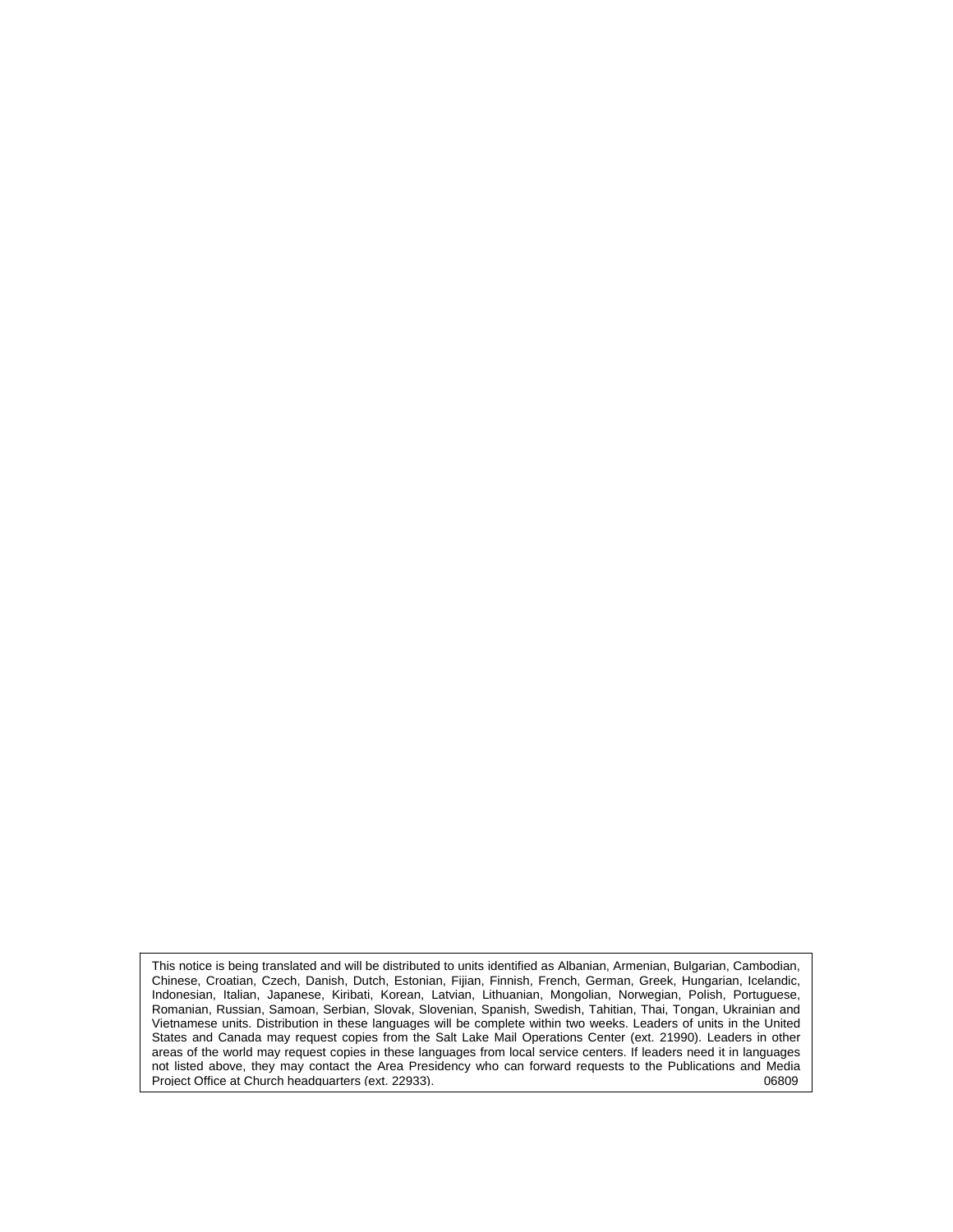This notice is being translated and will be distributed to units identified as Albanian, Armenian, Bulgarian, Cambodian, Chinese, Croatian, Czech, Danish, Dutch, Estonian, Fijian, Finnish, French, German, Greek, Hungarian, Icelandic, Indonesian, Italian, Japanese, Kiribati, Korean, Latvian, Lithuanian, Mongolian, Norwegian, Polish, Portuguese, Romanian, Russian, Samoan, Serbian, Slovak, Slovenian, Spanish, Swedish, Tahitian, Thai, Tongan, Ukrainian and Vietnamese units. Distribution in these languages will be complete within two weeks. Leaders of units in the United States and Canada may request copies from the Salt Lake Mail Operations Center (ext. 21990). Leaders in other areas of the world may request copies in these languages from local service centers. If leaders need it in languages not listed above, they may contact the Area Presidency who can forward requests to the Publications and Media Project Office at Church headquarters (ext. 22933). 06809